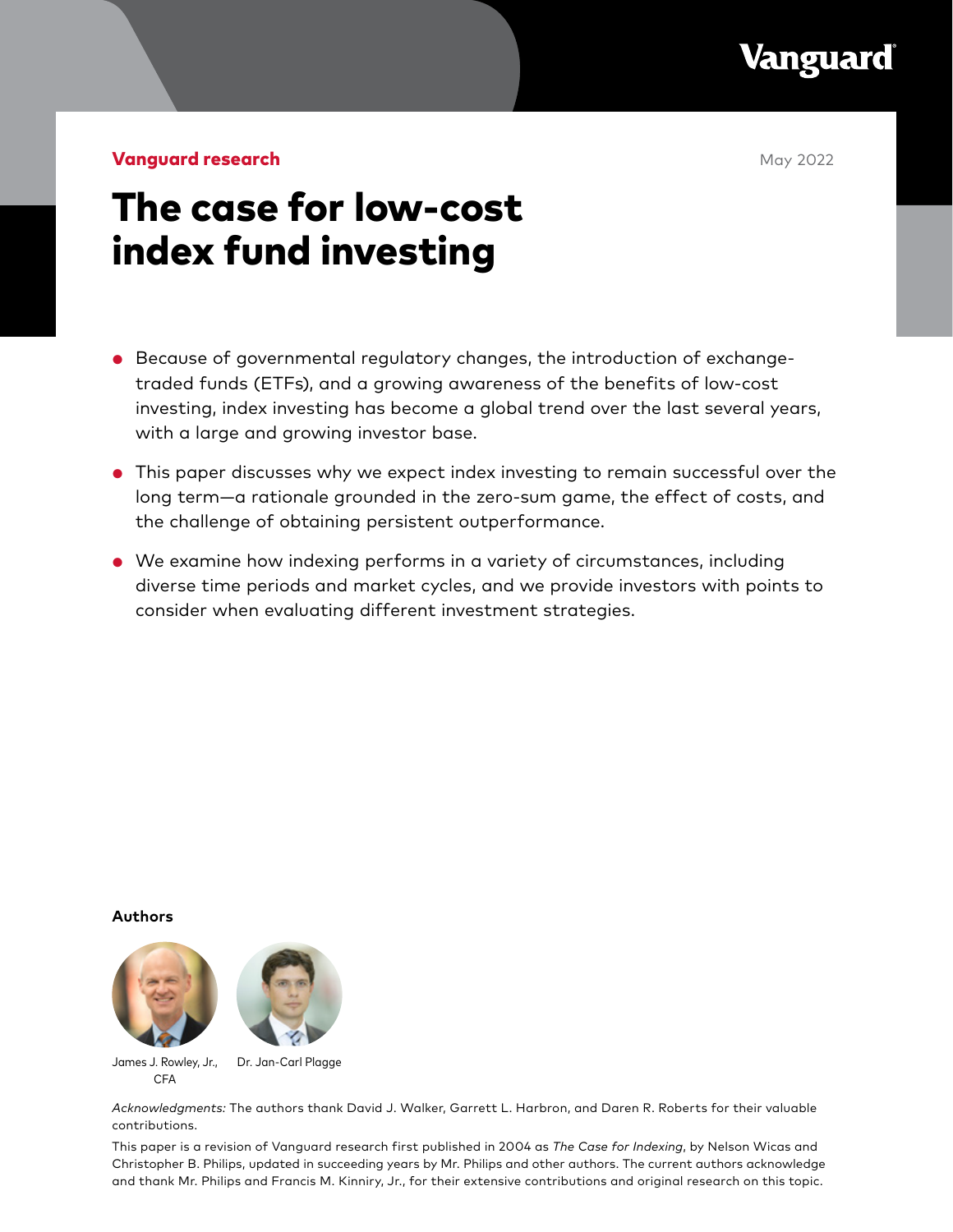**Vanguard research**

May 2022

# The case for low-cost index fund investing

- Because of governmental regulatory changes, the introduction of exchange-traded funds (ETFs), and a growing awareness of the benefits of low-cost investing, index investing has become a global trend over the last several years, with a large and growing investor base.
- This paper discusses why we expect index investing to remain successful over the long term—a rationale grounded in the zero-sum game, the effect of costs, and the challenge of obtaining persistent outperformance.
- We examine how indexing performs in a variety of circumstances, including diverse time periods and market cycles, and we provide investors with points to consider when evaluating different investment strategies.

**Authors**

James J. Rowley, Jr., CFA

Dr. Jan-Carl Plagge

*Acknowledgments:* The authors thank David J. Walker, Garrett L. Harbron, and Daren R. Roberts for their valuable contributions.

This paper is a revision of Vanguard research first published in 2004 as *The Case for Indexing*, by Nelson Wicas and Christopher B. Philips, updated in succeeding years by Mr. Philips and other authors. The current authors acknowledge and thank Mr. Philips and Francis M. Kinniry, Jr., for their extensive contributions and original research on this topic.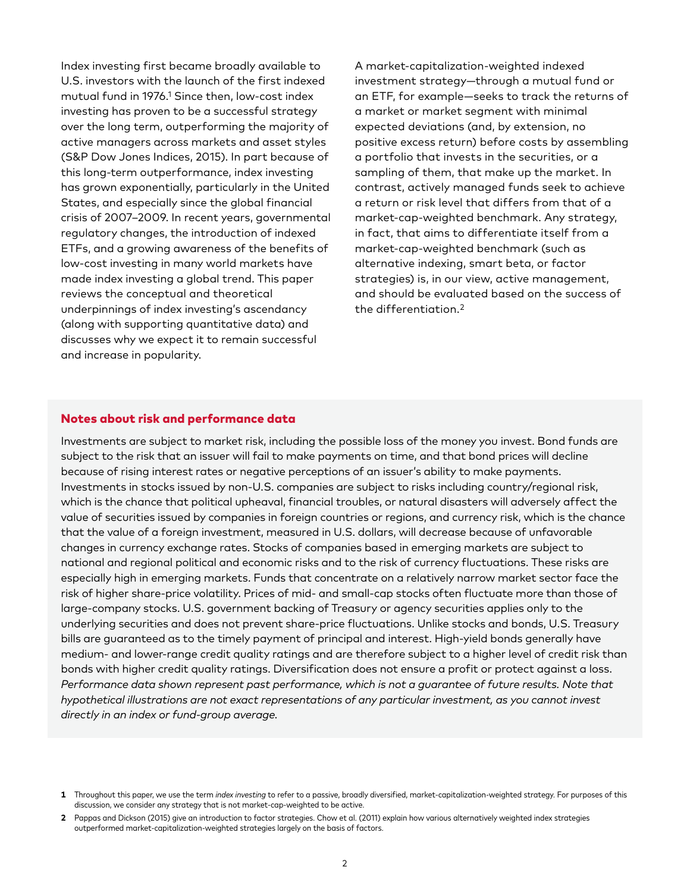Index investing first became broadly available to U.S. investors with the launch of the first indexed mutual fund in 1976.[1] Since then, low-cost index investing has proven to be a successful strategy over the long term, outperforming the majority of active managers across markets and asset styles (S&P Dow Jones Indices, 2015). In part because of this long-term outperformance, index investing has grown exponentially, particularly in the United States, and especially since the global financial crisis of 2007–2009. In recent years, governmental regulatory changes, the introduction of indexed ETFs, and a growing awareness of the benefits of low-cost investing in many world markets have made index investing a global trend. This paper reviews the conceptual and theoretical underpinnings of index investing's ascendancy (along with supporting quantitative data) and discusses why we expect it to remain successful and increase in popularity.

A market-capitalization-weighted indexed investment strategy—through a mutual fund or an ETF, for example—seeks to track the returns of a market or market segment with minimal expected deviations (and, by extension, no positive excess return) before costs by assembling a portfolio that invests in the securities, or a sampling of them, that make up the market. In contrast, actively managed funds seek to achieve a return or risk level that differs from that of a market-cap-weighted benchmark. Any strategy, in fact, that aims to differentiate itself from a market-cap-weighted benchmark (such as alternative indexing, smart beta, or factor strategies) is, in our view, active management, and should be evaluated based on the success of the differentiation.[2]

## Notes about risk and performance data

Investments are subject to market risk, including the possible loss of the money you invest. Bond funds are subject to the risk that an issuer will fail to make payments on time, and that bond prices will decline because of rising interest rates or negative perceptions of an issuer's ability to make payments. Investments in stocks issued by non-U.S. companies are subject to risks including country/regional risk, which is the chance that political upheaval, financial troubles, or natural disasters will adversely affect the value of securities issued by companies in foreign countries or regions, and currency risk, which is the chance that the value of a foreign investment, measured in U.S. dollars, will decrease because of unfavorable changes in currency exchange rates. Stocks of companies based in emerging markets are subject to national and regional political and economic risks and to the risk of currency fluctuations. These risks are especially high in emerging markets. Funds that concentrate on a relatively narrow market sector face the risk of higher share-price volatility. Prices of mid- and small-cap stocks often fluctuate more than those of large-company stocks. U.S. government backing of Treasury or agency securities applies only to the underlying securities and does not prevent share-price fluctuations. Unlike stocks and bonds, U.S. Treasury bills are guaranteed as to the timely payment of principal and interest. High-yield bonds generally have medium- and lower-range credit quality ratings and are therefore subject to a higher level of credit risk than bonds with higher credit quality ratings. Diversification does not ensure a profit or protect against a loss. *Performance data shown represent past performance, which is not a guarantee of future results. Note that hypothetical illustrations are not exact representations of any particular investment, as you cannot invest directly in an index or fund-group average.*

---

**1** Throughout this paper, we use the term *index investing* to refer to a passive, broadly diversified, market-capitalization-weighted strategy. For purposes of this discussion, we consider any strategy that is not market-cap-weighted to be active.

**2** Pappas and Dickson (2015) give an introduction to factor strategies. Chow et al. (2011) explain how various alternatively weighted index strategies outperformed market-capitalization-weighted strategies largely on the basis of factors.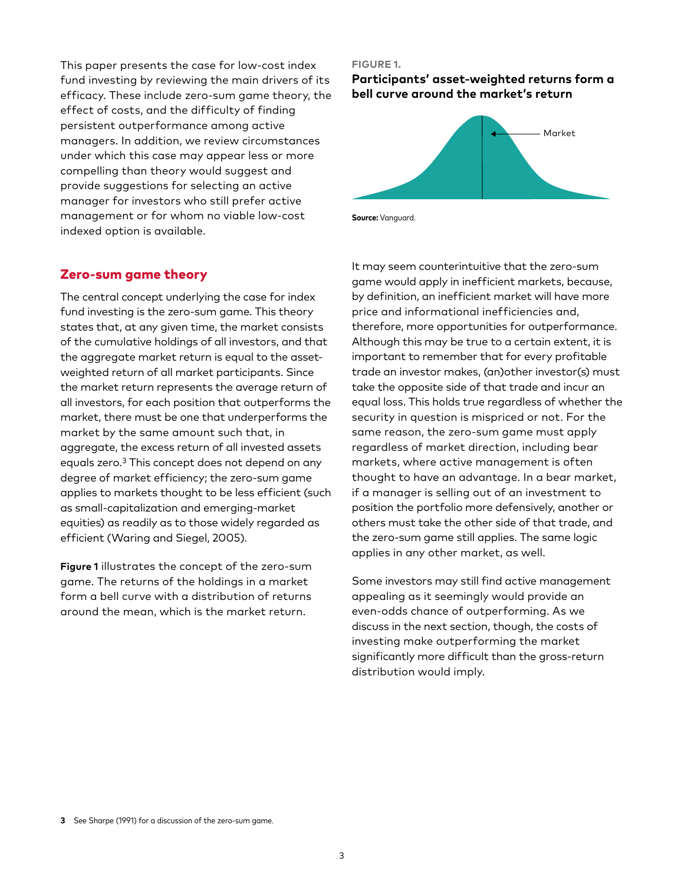This paper presents the case for low-cost index fund investing by reviewing the main drivers of its efficacy. These include zero-sum game theory, the effect of costs, and the difficulty of finding persistent outperformance among active managers. In addition, we review circumstances under which this case may appear less or more compelling than theory would suggest and provide suggestions for selecting an active manager for investors who still prefer active management or for whom no viable low-cost indexed option is available.

## Zero-sum game theory

The central concept underlying the case for index fund investing is the zero-sum game. This theory states that, at any given time, the market consists of the cumulative holdings of all investors, and that the aggregate market return is equal to the asset-weighted return of all market participants. Since the market return represents the average return of all investors, for each position that outperforms the market, there must be one that underperforms the market by the same amount such that, in aggregate, the excess return of all invested assets equals zero.[3] This concept does not depend on any degree of market efficiency; the zero-sum game applies to markets thought to be less efficient (such as small-capitalization and emerging-market equities) as readily as to those widely regarded as efficient (Waring and Siegel, 2005).

**Figure 1** illustrates the concept of the zero-sum game. The returns of the holdings in a market form a bell curve with a distribution of returns around the mean, which is the market return.

**FIGURE 1.**

**Participants' asset-weighted returns form a bell curve around the market's return**

Market

**Source:** Vanguard.

It may seem counterintuitive that the zero-sum game would apply in inefficient markets, because, by definition, an inefficient market will have more price and informational inefficiencies and, therefore, more opportunities for outperformance. Although this may be true to a certain extent, it is important to remember that for every profitable trade an investor makes, (an)other investor(s) must take the opposite side of that trade and incur an equal loss. This holds true regardless of whether the security in question is mispriced or not. For the same reason, the zero-sum game must apply regardless of market direction, including bear markets, where active management is often thought to have an advantage. In a bear market, if a manager is selling out of an investment to position the portfolio more defensively, another or others must take the other side of that trade, and the zero-sum game still applies. The same logic applies in any other market, as well.

Some investors may still find active management appealing as it seemingly would provide an even-odds chance of outperforming. As we discuss in the next section, though, the costs of investing make outperforming the market significantly more difficult than the gross-return distribution would imply.

[3] See Sharpe (1991) for a discussion of the zero-sum game.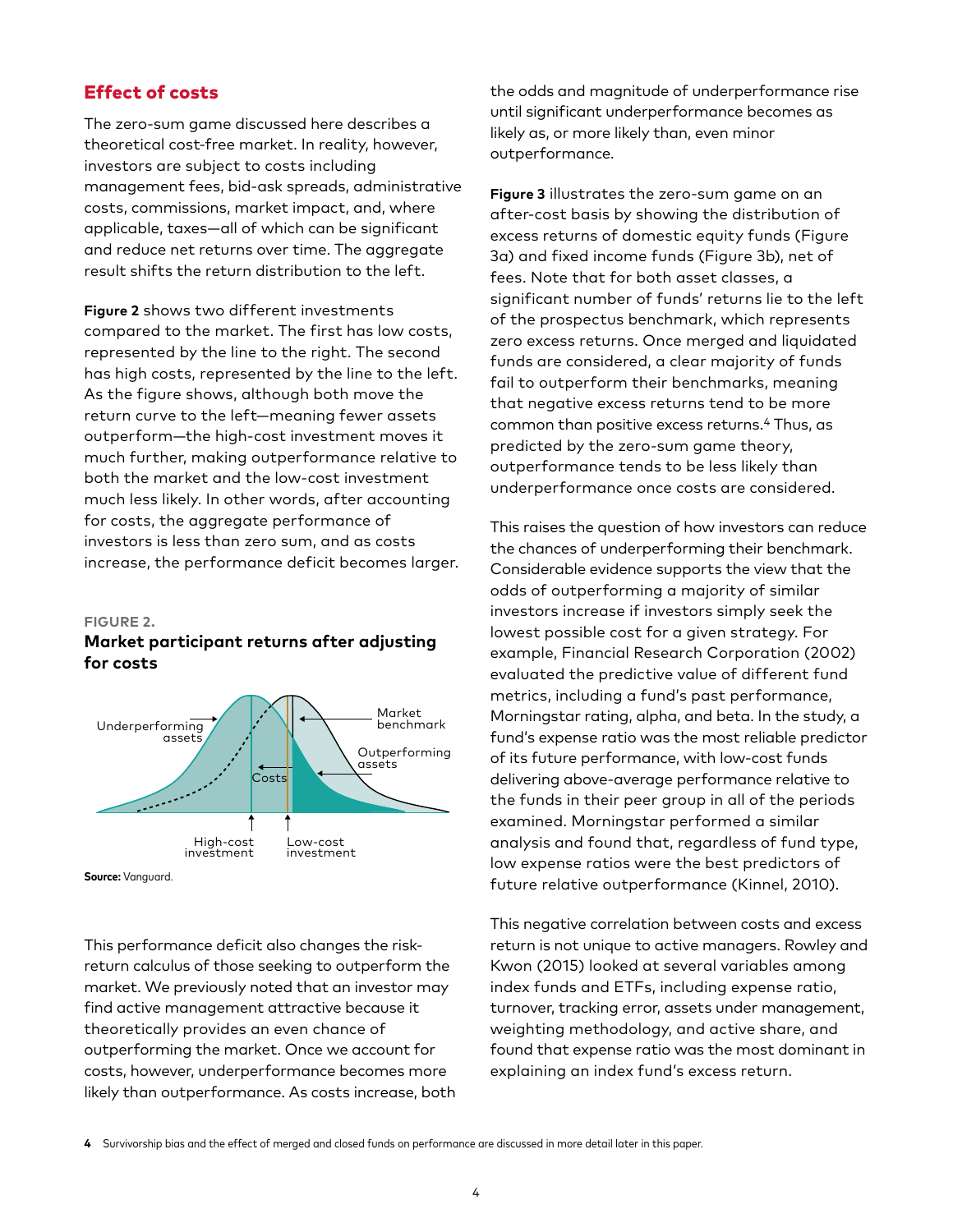## Effect of costs

The zero-sum game discussed here describes a theoretical cost-free market. In reality, however, investors are subject to costs including management fees, bid-ask spreads, administrative costs, commissions, market impact, and, where applicable, taxes—all of which can be significant and reduce net returns over time. The aggregate result shifts the return distribution to the left.

**Figure 2** shows two different investments compared to the market. The first has low costs, represented by the line to the right. The second has high costs, represented by the line to the left. As the figure shows, although both move the return curve to the left—meaning fewer assets outperform—the high-cost investment moves it much further, making outperformance relative to both the market and the low-cost investment much less likely. In other words, after accounting for costs, the aggregate performance of investors is less than zero sum, and as costs increase, the performance deficit becomes larger.

**FIGURE 2.**

**Market participant returns after adjusting for costs**

Underperforming assets

Market benchmark

Outperforming assets

Costs

High-cost investment

Low-cost investment

**Source:** Vanguard.

This performance deficit also changes the risk-return calculus of those seeking to outperform the market. We previously noted that an investor may find active management attractive because it theoretically provides an even chance of outperforming the market. Once we account for costs, however, underperformance becomes more likely than outperformance. As costs increase, both the odds and magnitude of underperformance rise until significant underperformance becomes as likely as, or more likely than, even minor outperformance.

**Figure 3** illustrates the zero-sum game on an after-cost basis by showing the distribution of excess returns of domestic equity funds (Figure 3a) and fixed income funds (Figure 3b), net of fees. Note that for both asset classes, a significant number of funds' returns lie to the left of the prospectus benchmark, which represents zero excess returns. Once merged and liquidated funds are considered, a clear majority of funds fail to outperform their benchmarks, meaning that negative excess returns tend to be more common than positive excess returns.[4] Thus, as predicted by the zero-sum game theory, outperformance tends to be less likely than underperformance once costs are considered.

This raises the question of how investors can reduce the chances of underperforming their benchmark. Considerable evidence supports the view that the odds of outperforming a majority of similar investors increase if investors simply seek the lowest possible cost for a given strategy. For example, Financial Research Corporation (2002) evaluated the predictive value of different fund metrics, including a fund's past performance, Morningstar rating, alpha, and beta. In the study, a fund's expense ratio was the most reliable predictor of its future performance, with low-cost funds delivering above-average performance relative to the funds in their peer group in all of the periods examined. Morningstar performed a similar analysis and found that, regardless of fund type, low expense ratios were the best predictors of future relative outperformance (Kinnel, 2010).

This negative correlation between costs and excess return is not unique to active managers. Rowley and Kwon (2015) looked at several variables among index funds and ETFs, including expense ratio, turnover, tracking error, assets under management, weighting methodology, and active share, and found that expense ratio was the most dominant in explaining an index fund's excess return.

**4** Survivorship bias and the effect of merged and closed funds on performance are discussed in more detail later in this paper.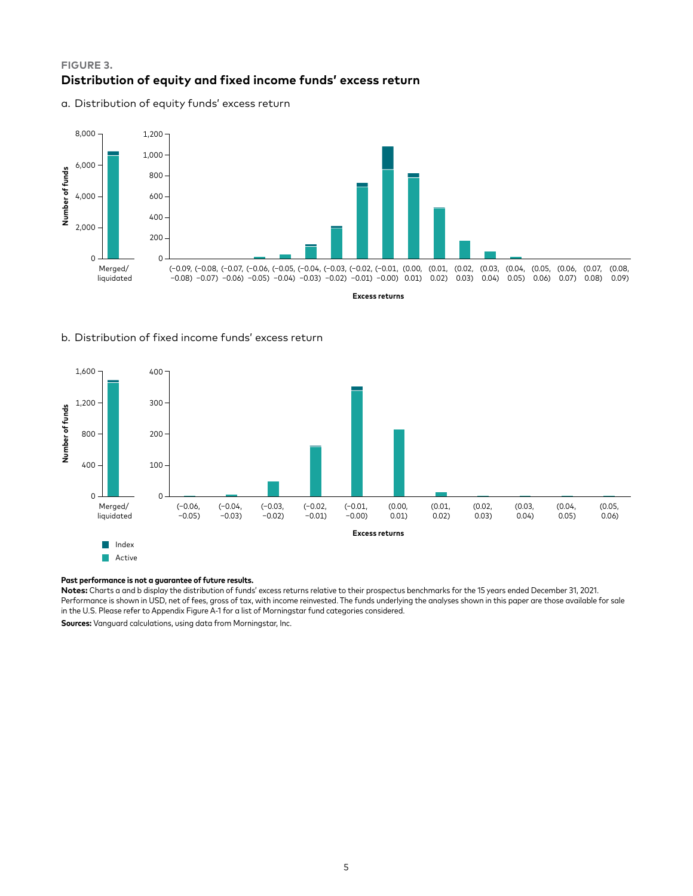FIGURE 3.

## Distribution of equity and fixed income funds' excess return

a. Distribution of equity funds' excess return

b. Distribution of fixed income funds' excess return

**Past performance is not a guarantee of future results.**

**Notes:** Charts a and b display the distribution of funds' excess returns relative to their prospectus benchmarks for the 15 years ended December 31, 2021. Performance is shown in USD, net of fees, gross of tax, with income reinvested. The funds underlying the analyses shown in this paper are those available for sale in the U.S. Please refer to Appendix Figure A-1 for a list of Morningstar fund categories considered.

**Sources:** Vanguard calculations, using data from Morningstar, Inc.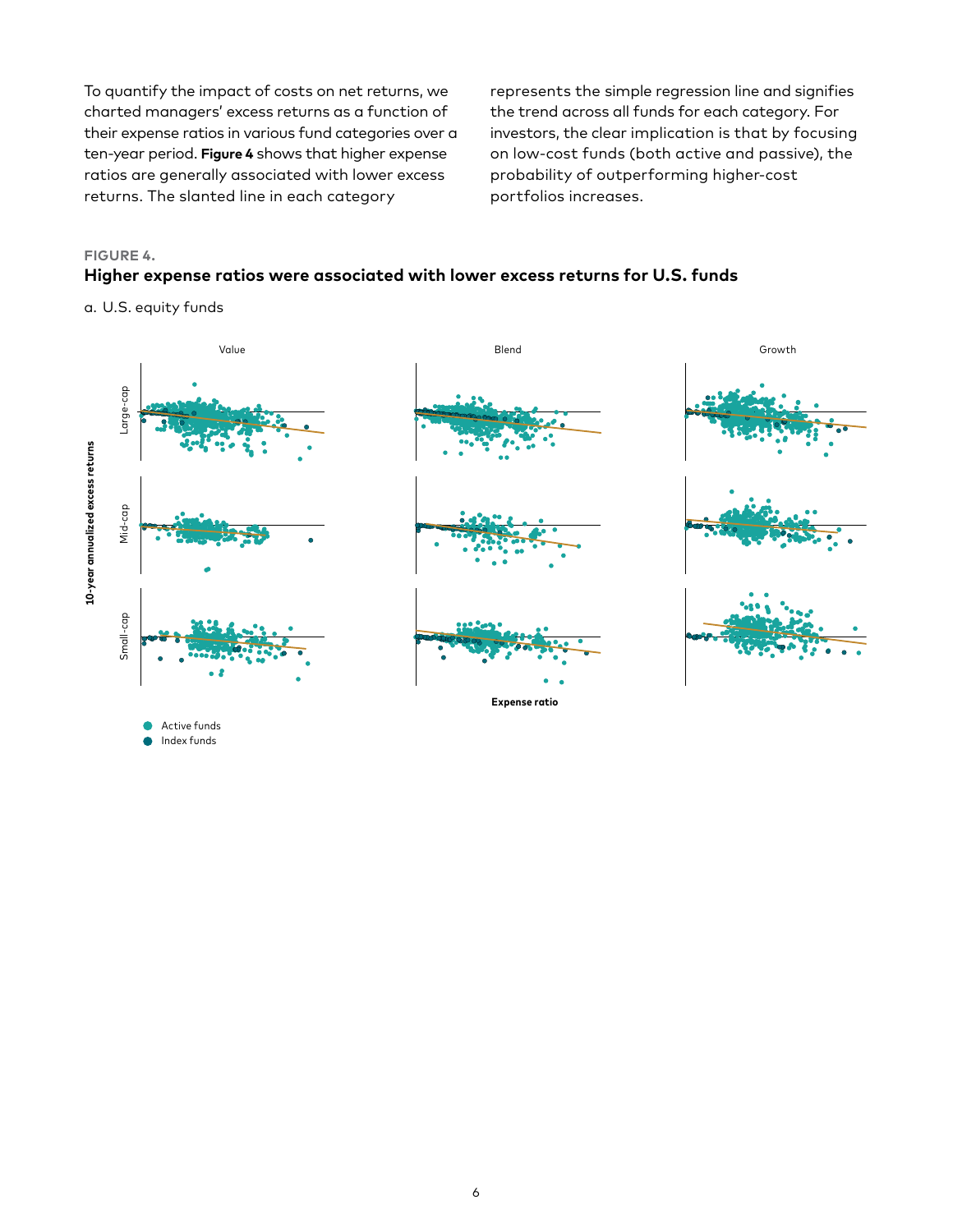To quantify the impact of costs on net returns, we charted managers' excess returns as a function of their expense ratios in various fund categories over a ten-year period. **Figure 4** shows that higher expense ratios are generally associated with lower excess returns. The slanted line in each category represents the simple regression line and signifies the trend across all funds for each category. For investors, the clear implication is that by focusing on low-cost funds (both active and passive), the probability of outperforming higher-cost portfolios increases.

**FIGURE 4.**

**Higher expense ratios were associated with lower excess returns for U.S. funds**

a. U.S. equity funds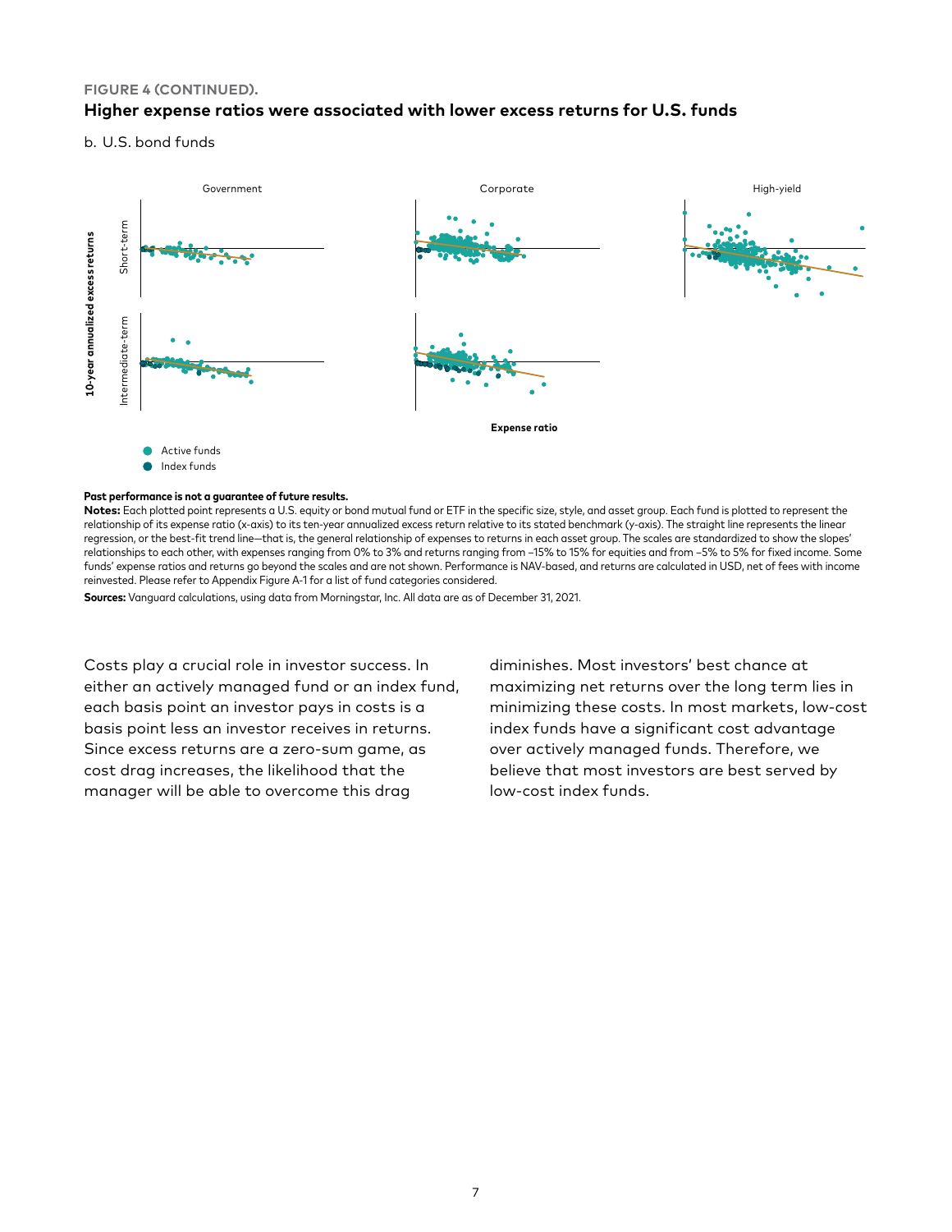**FIGURE 4 (CONTINUED).**

## Higher expense ratios were associated with lower excess returns for U.S. funds

b. U.S. bond funds

Government | Corporate | High-yield

Short-term | Intermediate-term

10-year annualized excess returns

Expense ratio

Active funds
Index funds

**Past performance is not a guarantee of future results.**

**Notes:** Each plotted point represents a U.S. equity or bond mutual fund or ETF in the specific size, style, and asset group. Each fund is plotted to represent the relationship of its expense ratio (x-axis) to its ten-year annualized excess return relative to its stated benchmark (y-axis). The straight line represents the linear regression, or the best-fit trend line—that is, the general relationship of expenses to returns in each asset group. The scales are standardized to show the slopes' relationships to each other, with expenses ranging from 0% to 3% and returns ranging from –15% to 15% for equities and from –5% to 5% for fixed income. Some funds' expense ratios and returns go beyond the scales and are not shown. Performance is NAV-based, and returns are calculated in USD, net of fees with income reinvested. Please refer to Appendix Figure A-1 for a list of fund categories considered.

**Sources:** Vanguard calculations, using data from Morningstar, Inc. All data are as of December 31, 2021.

Costs play a crucial role in investor success. In either an actively managed fund or an index fund, each basis point an investor pays in costs is a basis point less an investor receives in returns. Since excess returns are a zero-sum game, as cost drag increases, the likelihood that the manager will be able to overcome this drag diminishes. Most investors' best chance at maximizing net returns over the long term lies in minimizing these costs. In most markets, low-cost index funds have a significant cost advantage over actively managed funds. Therefore, we believe that most investors are best served by low-cost index funds.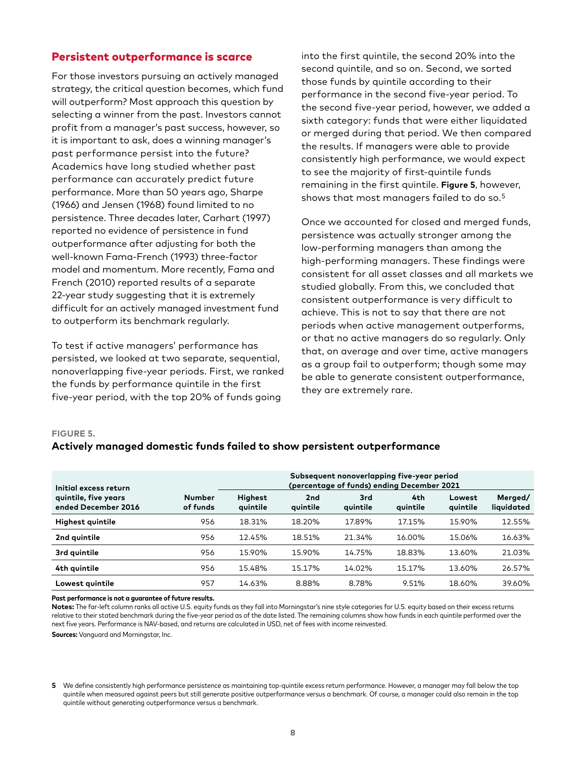## Persistent outperformance is scarce

For those investors pursuing an actively managed strategy, the critical question becomes, which fund will outperform? Most approach this question by selecting a winner from the past. Investors cannot profit from a manager's past success, however, so it is important to ask, does a winning manager's past performance persist into the future? Academics have long studied whether past performance can accurately predict future performance. More than 50 years ago, Sharpe (1966) and Jensen (1968) found limited to no persistence. Three decades later, Carhart (1997) reported no evidence of persistence in fund outperformance after adjusting for both the well-known Fama-French (1993) three-factor model and momentum. More recently, Fama and French (2010) reported results of a separate 22-year study suggesting that it is extremely difficult for an actively managed investment fund to outperform its benchmark regularly.

To test if active managers' performance has persisted, we looked at two separate, sequential, nonoverlapping five-year periods. First, we ranked the funds by performance quintile in the first five-year period, with the top 20% of funds going into the first quintile, the second 20% into the second quintile, and so on. Second, we sorted those funds by quintile according to their performance in the second five-year period. To the second five-year period, however, we added a sixth category: funds that were either liquidated or merged during that period. We then compared the results. If managers were able to provide consistently high performance, we would expect to see the majority of first-quintile funds remaining in the first quintile. **Figure 5**, however, shows that most managers failed to do so.[5]

Once we accounted for closed and merged funds, persistence was actually stronger among the low-performing managers than among the high-performing managers. These findings were consistent for all asset classes and all markets we studied globally. From this, we concluded that consistent outperformance is very difficult to achieve. This is not to say that there are not periods when active management outperforms, or that no active managers do so regularly. Only that, on average and over time, active managers as a group fail to outperform; though some may be able to generate consistent outperformance, they are extremely rare.

**FIGURE 5.**

### Actively managed domestic funds failed to show persistent outperformance

| Initial excess return quintile, five years ended December 2016 | Number of funds | Subsequent nonoverlapping five-year period (percentage of funds) ending December 2021 | | | | | |
|---|---|---|---|---|---|---|---|
| | | Highest quintile | 2nd quintile | 3rd quintile | 4th quintile | Lowest quintile | Merged/ liquidated |
| **Highest quintile** | 956 | 18.31% | 18.20% | 17.89% | 17.15% | 15.90% | 12.55% |
| **2nd quintile** | 956 | 12.45% | 18.51% | 21.34% | 16.00% | 15.06% | 16.63% |
| **3rd quintile** | 956 | 15.90% | 15.90% | 14.75% | 18.83% | 13.60% | 21.03% |
| **4th quintile** | 956 | 15.48% | 15.17% | 14.02% | 15.17% | 13.60% | 26.57% |
| **Lowest quintile** | 957 | 14.63% | 8.88% | 8.78% | 9.51% | 18.60% | 39.60% |

**Past performance is not a guarantee of future results.**

**Notes:** The far-left column ranks all active U.S. equity funds as they fall into Morningstar's nine style categories for U.S. equity based on their excess returns relative to their stated benchmark during the five-year period as of the date listed. The remaining columns show how funds in each quintile performed over the next five years. Performance is NAV-based, and returns are calculated in USD, net of fees with income reinvested.

**Sources:** Vanguard and Morningstar, Inc.

[5] We define consistently high performance persistence as maintaining top-quintile excess return performance. However, a manager may fall below the top quintile when measured against peers but still generate positive outperformance versus a benchmark. Of course, a manager could also remain in the top quintile without generating outperformance versus a benchmark.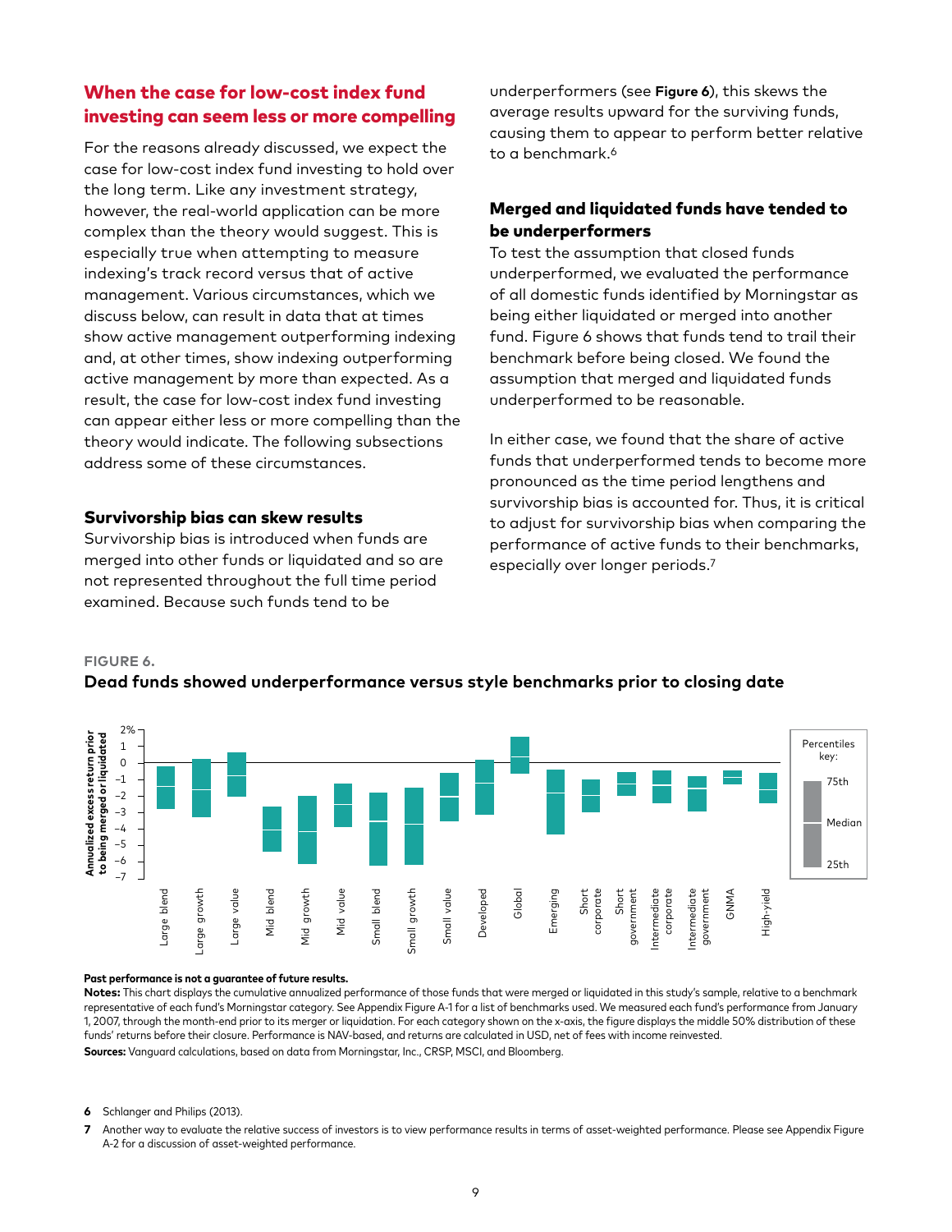## When the case for low-cost index fund investing can seem less or more compelling

For the reasons already discussed, we expect the case for low-cost index fund investing to hold over the long term. Like any investment strategy, however, the real-world application can be more complex than the theory would suggest. This is especially true when attempting to measure indexing's track record versus that of active management. Various circumstances, which we discuss below, can result in data that at times show active management outperforming indexing and, at other times, show indexing outperforming active management by more than expected. As a result, the case for low-cost index fund investing can appear either less or more compelling than the theory would indicate. The following subsections address some of these circumstances.

### Survivorship bias can skew results

Survivorship bias is introduced when funds are merged into other funds or liquidated and so are not represented throughout the full time period examined. Because such funds tend to be underperformers (see **Figure 6**), this skews the average results upward for the surviving funds, causing them to appear to perform better relative to a benchmark.[6]

### Merged and liquidated funds have tended to be underperformers

To test the assumption that closed funds underperformed, we evaluated the performance of all domestic funds identified by Morningstar as being either liquidated or merged into another fund. Figure 6 shows that funds tend to trail their benchmark before being closed. We found the assumption that merged and liquidated funds underperformed to be reasonable.

In either case, we found that the share of active funds that underperformed tends to become more pronounced as the time period lengthens and survivorship bias is accounted for. Thus, it is critical to adjust for survivorship bias when comparing the performance of active funds to their benchmarks, especially over longer periods.[7]

**FIGURE 6.**

**Dead funds showed underperformance versus style benchmarks prior to closing date**

**Past performance is not a guarantee of future results.**

**Notes:** This chart displays the cumulative annualized performance of those funds that were merged or liquidated in this study's sample, relative to a benchmark representative of each fund's Morningstar category. See Appendix Figure A-1 for a list of benchmarks used. We measured each fund's performance from January 1, 2007, through the month-end prior to its merger or liquidation. For each category shown on the x-axis, the figure displays the middle 50% distribution of these funds' returns before their closure. Performance is NAV-based, and returns are calculated in USD, net of fees with income reinvested.

**Sources:** Vanguard calculations, based on data from Morningstar, Inc., CRSP, MSCI, and Bloomberg.

6 Schlanger and Philips (2013).

7 Another way to evaluate the relative success of investors is to view performance results in terms of asset-weighted performance. Please see Appendix Figure A-2 for a discussion of asset-weighted performance.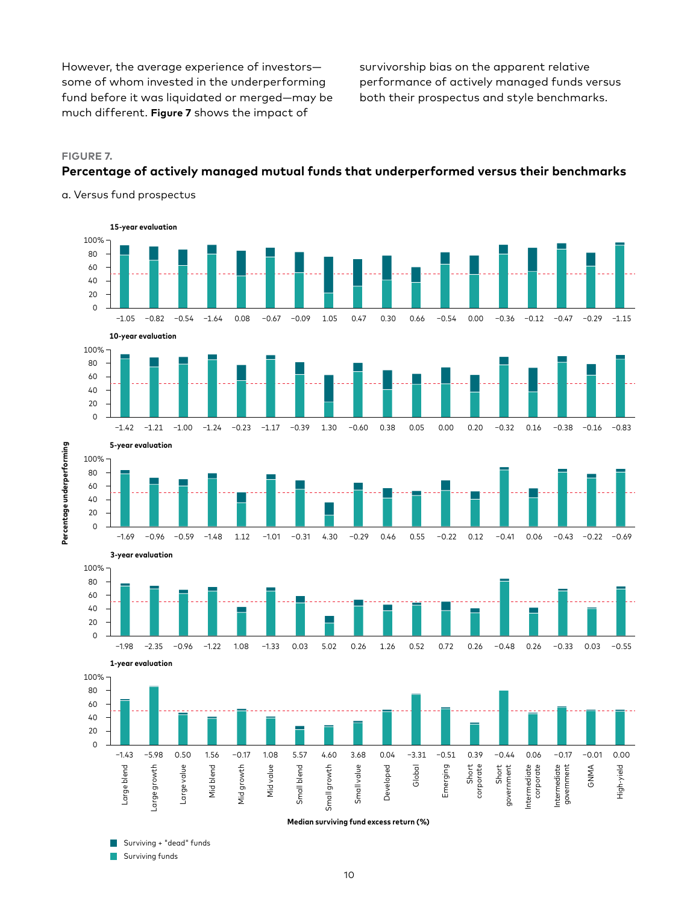However, the average experience of investors—some of whom invested in the underperforming fund before it was liquidated or merged—may be much different. **Figure 7** shows the impact of survivorship bias on the apparent relative performance of actively managed funds versus both their prospectus and style benchmarks.

**FIGURE 7.**

**Percentage of actively managed mutual funds that underperformed versus their benchmarks**

a. Versus fund prospectus

Median surviving fund excess return (%):

| Category | 15-year | 10-year | 5-year | 3-year | 1-year |
|---|---|---|---|---|---|
| Large blend | −1.05 | −1.42 | −1.69 | −1.98 | −1.43 |
| Large growth | −0.82 | −1.21 | −0.96 | −2.35 | −5.98 |
| Large value | −0.54 | −1.00 | −0.59 | −0.96 | 0.50 |
| Mid blend | −1.64 | −1.24 | −1.48 | −1.22 | 1.56 |
| Mid growth | 0.08 | −0.23 | 1.12 | 1.08 | −0.17 |
| Mid value | −0.67 | −1.17 | −1.01 | −1.33 | 1.08 |
| Small blend | −0.09 | −0.39 | −0.31 | 0.03 | 5.57 |
| Small growth | 1.05 | 1.30 | 4.30 | 5.02 | 4.60 |
| Small value | 0.47 | −0.60 | −0.29 | 0.26 | 3.68 |
| Developed | 0.30 | 0.38 | 0.46 | 1.26 | 0.04 |
| Global | 0.66 | 0.05 | 0.55 | 0.52 | −3.31 |
| Emerging | −0.54 | 0.00 | −0.22 | 0.72 | −0.51 |
| Short corporate | 0.00 | 0.20 | 0.12 | 0.26 | 0.39 |
| Short government | −0.36 | −0.32 | −0.41 | −0.48 | −0.44 |
| Intermediate corporate | −0.12 | 0.16 | 0.06 | 0.26 | 0.06 |
| Intermediate government | −0.47 | −0.38 | −0.43 | −0.33 | −0.17 |
| GNMA | −0.29 | −0.16 | −0.22 | 0.03 | −0.01 |
| High-yield | −1.15 | −0.83 | −0.69 | −0.55 | 0.00 |

Y-axis: Percentage underperforming (0–100%)

Legend: Surviving + "dead" funds; Surviving funds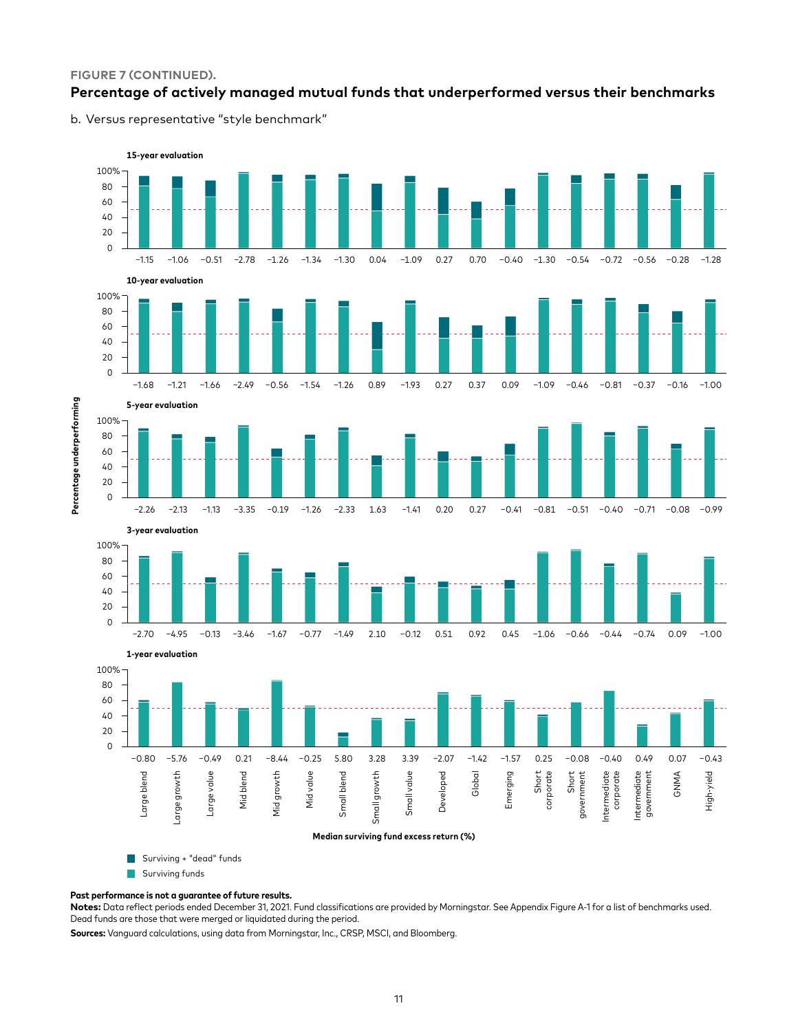**FIGURE 7 (CONTINUED).**

## Percentage of actively managed mutual funds that underperformed versus their benchmarks

b. Versus representative "style benchmark"

Median surviving fund excess return (%)

| Category | 15-year | 10-year | 5-year | 3-year | 1-year |
|---|---|---|---|---|---|
| Large blend | −1.15 | −1.68 | −2.26 | −2.70 | −0.80 |
| Large growth | −1.06 | −1.21 | −2.13 | −4.95 | −5.76 |
| Large value | −0.51 | −1.66 | −1.13 | −0.13 | −0.49 |
| Mid blend | −2.78 | −2.49 | −3.35 | −3.46 | 0.21 |
| Mid growth | −1.26 | −0.56 | −0.19 | −1.67 | −8.44 |
| Mid value | −1.34 | −1.54 | −1.26 | −0.77 | −0.25 |
| Small blend | −1.30 | −1.26 | −2.33 | −1.49 | 5.80 |
| Small growth | 0.04 | 0.89 | 1.63 | 2.10 | 3.28 |
| Small value | −1.09 | −1.93 | −1.41 | −0.12 | 3.39 |
| Developed | 0.27 | 0.27 | 0.20 | 0.51 | −2.07 |
| Global | 0.70 | 0.37 | 0.27 | 0.92 | −1.42 |
| Emerging | −0.40 | 0.09 | −0.41 | 0.45 | −1.57 |
| Short corporate | −1.30 | −1.09 | −0.81 | −1.06 | 0.25 |
| Short government | −0.54 | −0.46 | −0.51 | −0.66 | −0.08 |
| Intermediate corporate | −0.72 | −0.81 | −0.40 | −0.44 | −0.40 |
| Intermediate government | −0.56 | −0.37 | −0.71 | −0.74 | 0.49 |
| GNMA | −0.28 | −0.16 | −0.08 | 0.09 | 0.07 |
| High-yield | −1.28 | −1.00 | −0.99 | −1.00 | −0.43 |

Percentage underperforming

Surviving + "dead" funds

Surviving funds

**Past performance is not a guarantee of future results.**

**Notes:** Data reflect periods ended December 31, 2021. Fund classifications are provided by Morningstar. See Appendix Figure A-1 for a list of benchmarks used. Dead funds are those that were merged or liquidated during the period.

**Sources:** Vanguard calculations, using data from Morningstar, Inc., CRSP, MSCI, and Bloomberg.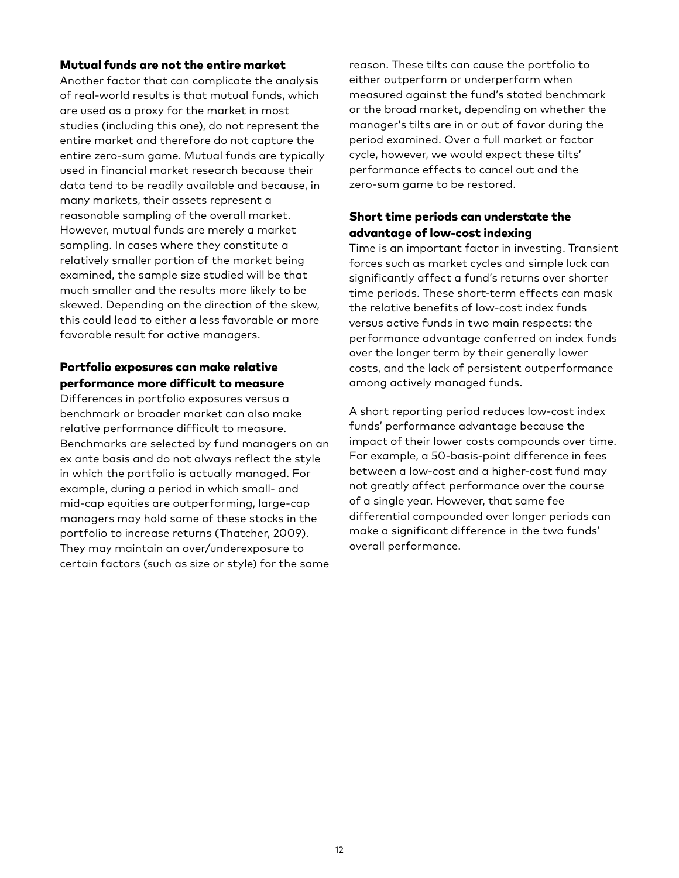### Mutual funds are not the entire market

Another factor that can complicate the analysis of real-world results is that mutual funds, which are used as a proxy for the market in most studies (including this one), do not represent the entire market and therefore do not capture the entire zero-sum game. Mutual funds are typically used in financial market research because their data tend to be readily available and because, in many markets, their assets represent a reasonable sampling of the overall market. However, mutual funds are merely a market sampling. In cases where they constitute a relatively smaller portion of the market being examined, the sample size studied will be that much smaller and the results more likely to be skewed. Depending on the direction of the skew, this could lead to either a less favorable or more favorable result for active managers.

### Portfolio exposures can make relative performance more difficult to measure

Differences in portfolio exposures versus a benchmark or broader market can also make relative performance difficult to measure. Benchmarks are selected by fund managers on an ex ante basis and do not always reflect the style in which the portfolio is actually managed. For example, during a period in which small- and mid-cap equities are outperforming, large-cap managers may hold some of these stocks in the portfolio to increase returns (Thatcher, 2009). They may maintain an over/underexposure to certain factors (such as size or style) for the same reason. These tilts can cause the portfolio to either outperform or underperform when measured against the fund's stated benchmark or the broad market, depending on whether the manager's tilts are in or out of favor during the period examined. Over a full market or factor cycle, however, we would expect these tilts' performance effects to cancel out and the zero-sum game to be restored.

### Short time periods can understate the advantage of low-cost indexing

Time is an important factor in investing. Transient forces such as market cycles and simple luck can significantly affect a fund's returns over shorter time periods. These short-term effects can mask the relative benefits of low-cost index funds versus active funds in two main respects: the performance advantage conferred on index funds over the longer term by their generally lower costs, and the lack of persistent outperformance among actively managed funds.

A short reporting period reduces low-cost index funds' performance advantage because the impact of their lower costs compounds over time. For example, a 50-basis-point difference in fees between a low-cost and a higher-cost fund may not greatly affect performance over the course of a single year. However, that same fee differential compounded over longer periods can make a significant difference in the two funds' overall performance.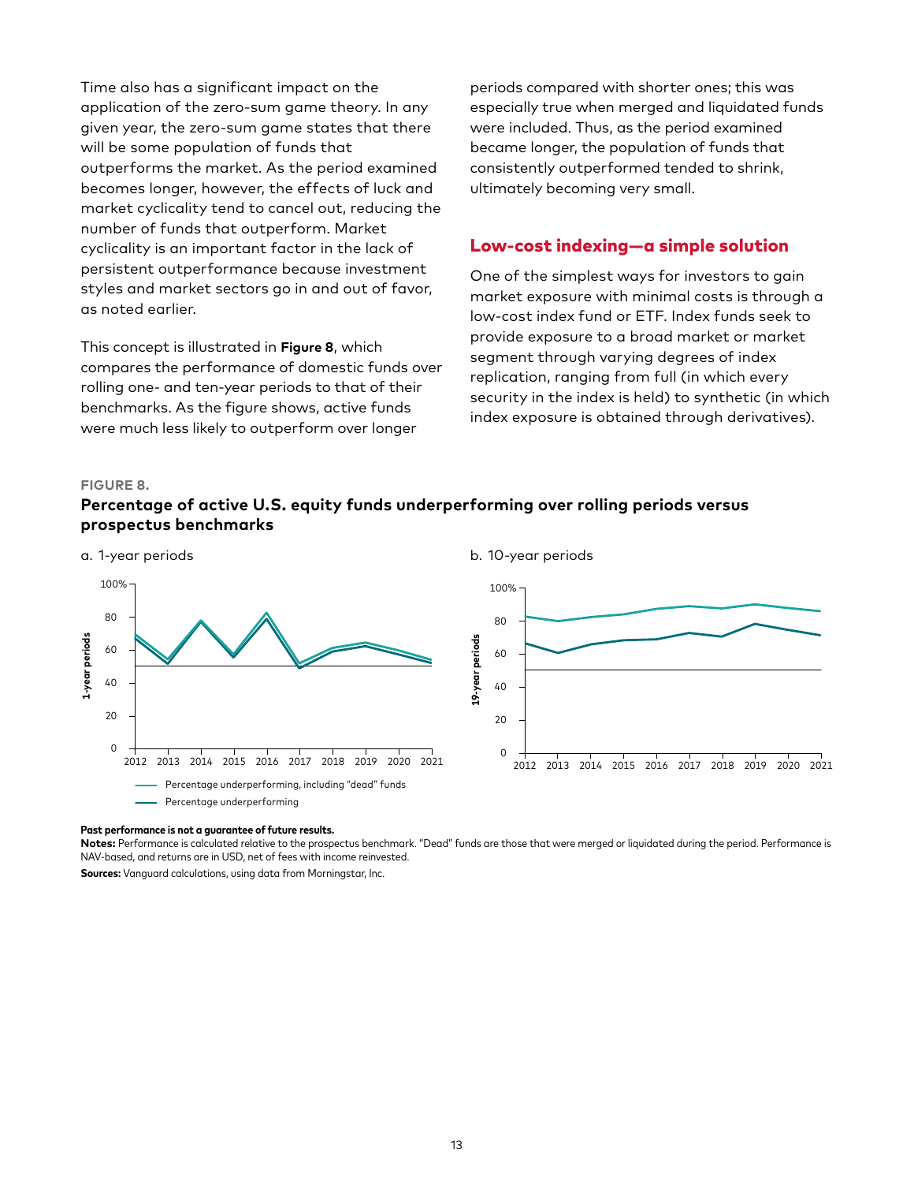Time also has a significant impact on the application of the zero-sum game theory. In any given year, the zero-sum game states that there will be some population of funds that outperforms the market. As the period examined becomes longer, however, the effects of luck and market cyclicality tend to cancel out, reducing the number of funds that outperform. Market cyclicality is an important factor in the lack of persistent outperformance because investment styles and market sectors go in and out of favor, as noted earlier.

This concept is illustrated in **Figure 8**, which compares the performance of domestic funds over rolling one- and ten-year periods to that of their benchmarks. As the figure shows, active funds were much less likely to outperform over longer periods compared with shorter ones; this was especially true when merged and liquidated funds were included. Thus, as the period examined became longer, the population of funds that consistently outperformed tended to shrink, ultimately becoming very small.

## Low-cost indexing—a simple solution

One of the simplest ways for investors to gain market exposure with minimal costs is through a low-cost index fund or ETF. Index funds seek to provide exposure to a broad market or market segment through varying degrees of index replication, ranging from full (in which every security in the index is held) to synthetic (in which index exposure is obtained through derivatives).

FIGURE 8.

**Percentage of active U.S. equity funds underperforming over rolling periods versus prospectus benchmarks**

a. 1-year periods

b. 10-year periods

— Percentage underperforming, including "dead" funds
— Percentage underperforming

**Past performance is not a guarantee of future results.**

**Notes:** Performance is calculated relative to the prospectus benchmark. "Dead" funds are those that were merged or liquidated during the period. Performance is NAV-based, and returns are in USD, net of fees with income reinvested.

**Sources:** Vanguard calculations, using data from Morningstar, Inc.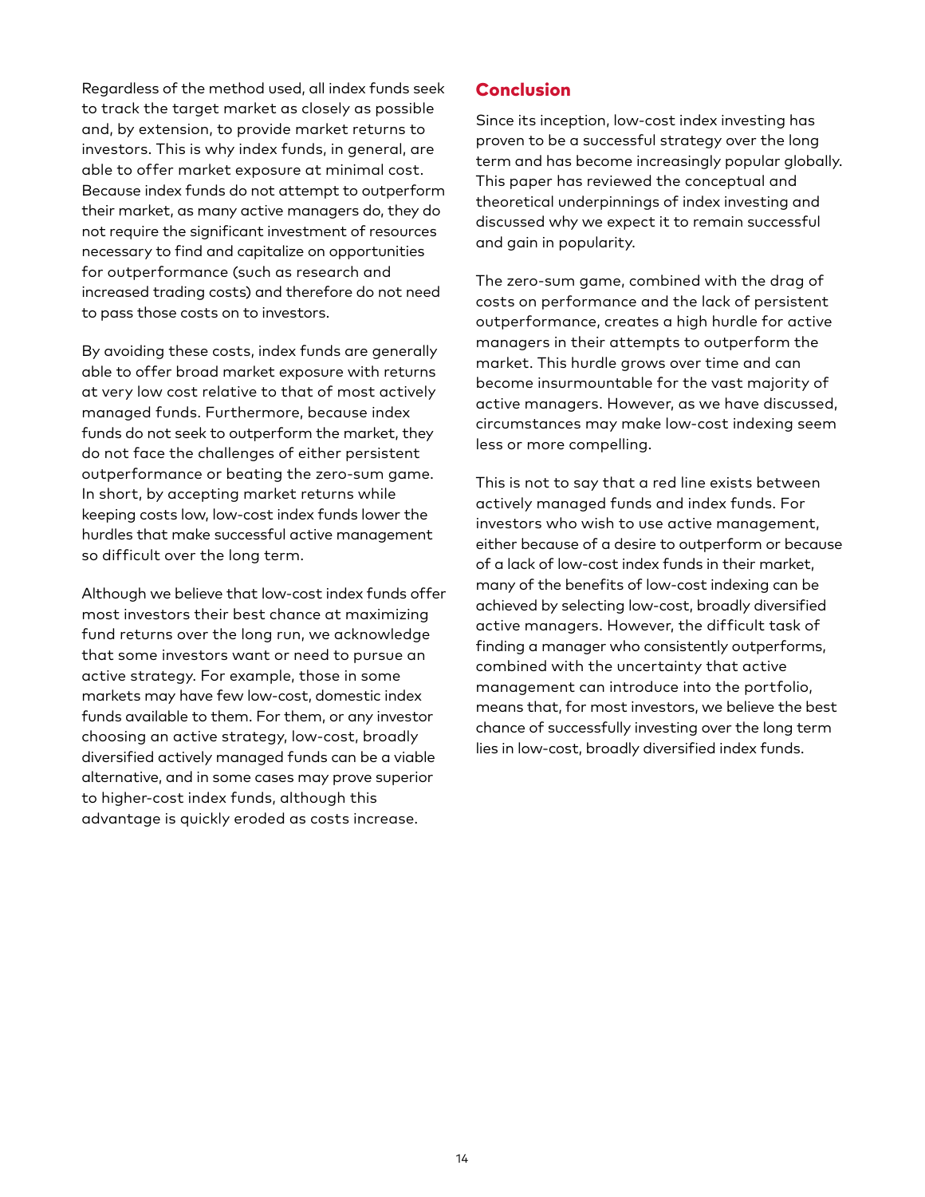Regardless of the method used, all index funds seek to track the target market as closely as possible and, by extension, to provide market returns to investors. This is why index funds, in general, are able to offer market exposure at minimal cost. Because index funds do not attempt to outperform their market, as many active managers do, they do not require the significant investment of resources necessary to find and capitalize on opportunities for outperformance (such as research and increased trading costs) and therefore do not need to pass those costs on to investors.

By avoiding these costs, index funds are generally able to offer broad market exposure with returns at very low cost relative to that of most actively managed funds. Furthermore, because index funds do not seek to outperform the market, they do not face the challenges of either persistent outperformance or beating the zero-sum game. In short, by accepting market returns while keeping costs low, low-cost index funds lower the hurdles that make successful active management so difficult over the long term.

Although we believe that low-cost index funds offer most investors their best chance at maximizing fund returns over the long run, we acknowledge that some investors want or need to pursue an active strategy. For example, those in some markets may have few low-cost, domestic index funds available to them. For them, or any investor choosing an active strategy, low-cost, broadly diversified actively managed funds can be a viable alternative, and in some cases may prove superior to higher-cost index funds, although this advantage is quickly eroded as costs increase.

## Conclusion

Since its inception, low-cost index investing has proven to be a successful strategy over the long term and has become increasingly popular globally. This paper has reviewed the conceptual and theoretical underpinnings of index investing and discussed why we expect it to remain successful and gain in popularity.

The zero-sum game, combined with the drag of costs on performance and the lack of persistent outperformance, creates a high hurdle for active managers in their attempts to outperform the market. This hurdle grows over time and can become insurmountable for the vast majority of active managers. However, as we have discussed, circumstances may make low-cost indexing seem less or more compelling.

This is not to say that a red line exists between actively managed funds and index funds. For investors who wish to use active management, either because of a desire to outperform or because of a lack of low-cost index funds in their market, many of the benefits of low-cost indexing can be achieved by selecting low-cost, broadly diversified active managers. However, the difficult task of finding a manager who consistently outperforms, combined with the uncertainty that active management can introduce into the portfolio, means that, for most investors, we believe the best chance of successfully investing over the long term lies in low-cost, broadly diversified index funds.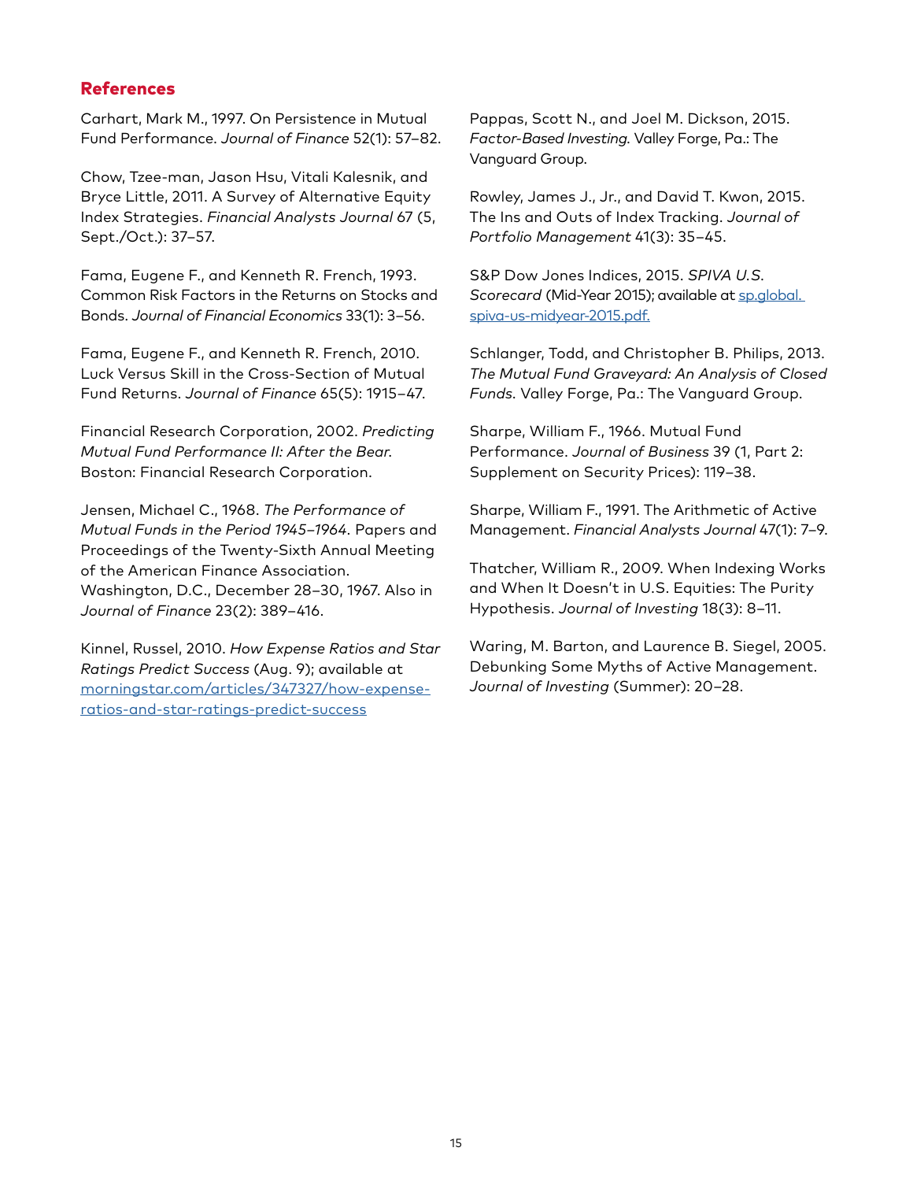## References

Carhart, Mark M., 1997. On Persistence in Mutual Fund Performance. *Journal of Finance* 52(1): 57–82.

Chow, Tzee-man, Jason Hsu, Vitali Kalesnik, and Bryce Little, 2011. A Survey of Alternative Equity Index Strategies. *Financial Analysts Journal* 67 (5, Sept./Oct.): 37–57.

Fama, Eugene F., and Kenneth R. French, 1993. Common Risk Factors in the Returns on Stocks and Bonds. *Journal of Financial Economics* 33(1): 3–56.

Fama, Eugene F., and Kenneth R. French, 2010. Luck Versus Skill in the Cross-Section of Mutual Fund Returns. *Journal of Finance* 65(5): 1915–47.

Financial Research Corporation, 2002. *Predicting Mutual Fund Performance II: After the Bear.* Boston: Financial Research Corporation.

Jensen, Michael C., 1968. *The Performance of Mutual Funds in the Period 1945–1964.* Papers and Proceedings of the Twenty-Sixth Annual Meeting of the American Finance Association. Washington, D.C., December 28–30, 1967. Also in *Journal of Finance* 23(2): 389–416.

Kinnel, Russel, 2010. *How Expense Ratios and Star Ratings Predict Success* (Aug. 9); available at [morningstar.com/articles/347327/how-expense-ratios-and-star-ratings-predict-success](morningstar.com/articles/347327/how-expense-ratios-and-star-ratings-predict-success)

Pappas, Scott N., and Joel M. Dickson, 2015. *Factor-Based Investing.* Valley Forge, Pa.: The Vanguard Group.

Rowley, James J., Jr., and David T. Kwon, 2015. The Ins and Outs of Index Tracking. *Journal of Portfolio Management* 41(3): 35–45.

S&P Dow Jones Indices, 2015. *SPIVA U.S. Scorecard* (Mid-Year 2015); available at [sp.global.spiva-us-midyear-2015.pdf.](sp.global.spiva-us-midyear-2015.pdf)

Schlanger, Todd, and Christopher B. Philips, 2013. *The Mutual Fund Graveyard: An Analysis of Closed Funds.* Valley Forge, Pa.: The Vanguard Group.

Sharpe, William F., 1966. Mutual Fund Performance. *Journal of Business* 39 (1, Part 2: Supplement on Security Prices): 119–38.

Sharpe, William F., 1991. The Arithmetic of Active Management. *Financial Analysts Journal* 47(1): 7–9.

Thatcher, William R., 2009. When Indexing Works and When It Doesn't in U.S. Equities: The Purity Hypothesis. *Journal of Investing* 18(3): 8–11.

Waring, M. Barton, and Laurence B. Siegel, 2005. Debunking Some Myths of Active Management. *Journal of Investing* (Summer): 20–28.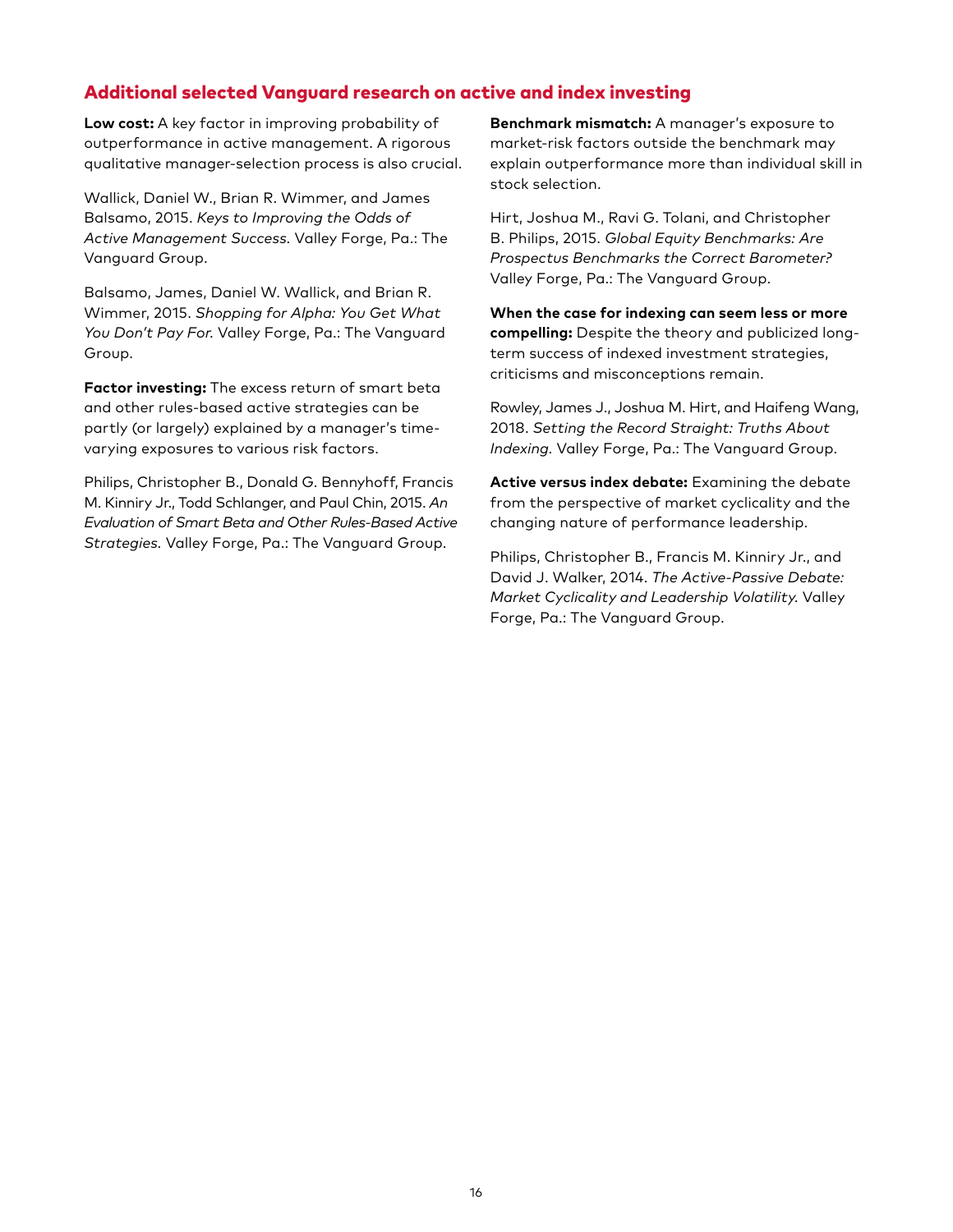## Additional selected Vanguard research on active and index investing

**Low cost:** A key factor in improving probability of outperformance in active management. A rigorous qualitative manager-selection process is also crucial.

Wallick, Daniel W., Brian R. Wimmer, and James Balsamo, 2015. *Keys to Improving the Odds of Active Management Success.* Valley Forge, Pa.: The Vanguard Group.

Balsamo, James, Daniel W. Wallick, and Brian R. Wimmer, 2015. *Shopping for Alpha: You Get What You Don't Pay For.* Valley Forge, Pa.: The Vanguard Group.

**Factor investing:** The excess return of smart beta and other rules-based active strategies can be partly (or largely) explained by a manager's time-varying exposures to various risk factors.

Philips, Christopher B., Donald G. Bennyhoff, Francis M. Kinniry Jr., Todd Schlanger, and Paul Chin, 2015. *An Evaluation of Smart Beta and Other Rules-Based Active Strategies.* Valley Forge, Pa.: The Vanguard Group.

**Benchmark mismatch:** A manager's exposure to market-risk factors outside the benchmark may explain outperformance more than individual skill in stock selection.

Hirt, Joshua M., Ravi G. Tolani, and Christopher B. Philips, 2015. *Global Equity Benchmarks: Are Prospectus Benchmarks the Correct Barometer?* Valley Forge, Pa.: The Vanguard Group.

**When the case for indexing can seem less or more compelling:** Despite the theory and publicized long-term success of indexed investment strategies, criticisms and misconceptions remain.

Rowley, James J., Joshua M. Hirt, and Haifeng Wang, 2018. *Setting the Record Straight: Truths About Indexing.* Valley Forge, Pa.: The Vanguard Group.

**Active versus index debate:** Examining the debate from the perspective of market cyclicality and the changing nature of performance leadership.

Philips, Christopher B., Francis M. Kinniry Jr., and David J. Walker, 2014. *The Active-Passive Debate: Market Cyclicality and Leadership Volatility.* Valley Forge, Pa.: The Vanguard Group.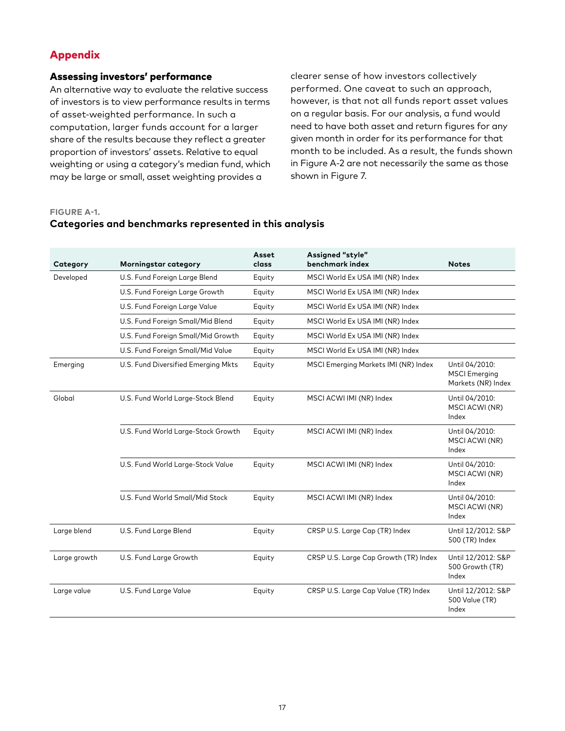## Appendix

### Assessing investors' performance

An alternative way to evaluate the relative success of investors is to view performance results in terms of asset-weighted performance. In such a computation, larger funds account for a larger share of the results because they reflect a greater proportion of investors' assets. Relative to equal weighting or using a category's median fund, which may be large or small, asset weighting provides a clearer sense of how investors collectively performed. One caveat to such an approach, however, is that not all funds report asset values on a regular basis. For our analysis, a fund would need to have both asset and return figures for any given month in order for its performance for that month to be included. As a result, the funds shown in Figure A-2 are not necessarily the same as those shown in Figure 7.

**FIGURE A-1.**
**Categories and benchmarks represented in this analysis**

| Category | Morningstar category | Asset class | Assigned "style" benchmark index | Notes |
|---|---|---|---|---|
| Developed | U.S. Fund Foreign Large Blend | Equity | MSCI World Ex USA IMI (NR) Index | |
| | U.S. Fund Foreign Large Growth | Equity | MSCI World Ex USA IMI (NR) Index | |
| | U.S. Fund Foreign Large Value | Equity | MSCI World Ex USA IMI (NR) Index | |
| | U.S. Fund Foreign Small/Mid Blend | Equity | MSCI World Ex USA IMI (NR) Index | |
| | U.S. Fund Foreign Small/Mid Growth | Equity | MSCI World Ex USA IMI (NR) Index | |
| | U.S. Fund Foreign Small/Mid Value | Equity | MSCI World Ex USA IMI (NR) Index | |
| Emerging | U.S. Fund Diversified Emerging Mkts | Equity | MSCI Emerging Markets IMI (NR) Index | Until 04/2010: MSCI Emerging Markets (NR) Index |
| Global | U.S. Fund World Large-Stock Blend | Equity | MSCI ACWI IMI (NR) Index | Until 04/2010: MSCI ACWI (NR) Index |
| | U.S. Fund World Large-Stock Growth | Equity | MSCI ACWI IMI (NR) Index | Until 04/2010: MSCI ACWI (NR) Index |
| | U.S. Fund World Large-Stock Value | Equity | MSCI ACWI IMI (NR) Index | Until 04/2010: MSCI ACWI (NR) Index |
| | U.S. Fund World Small/Mid Stock | Equity | MSCI ACWI IMI (NR) Index | Until 04/2010: MSCI ACWI (NR) Index |
| Large blend | U.S. Fund Large Blend | Equity | CRSP U.S. Large Cap (TR) Index | Until 12/2012: S&P 500 (TR) Index |
| Large growth | U.S. Fund Large Growth | Equity | CRSP U.S. Large Cap Growth (TR) Index | Until 12/2012: S&P 500 Growth (TR) Index |
| Large value | U.S. Fund Large Value | Equity | CRSP U.S. Large Cap Value (TR) Index | Until 12/2012: S&P 500 Value (TR) Index |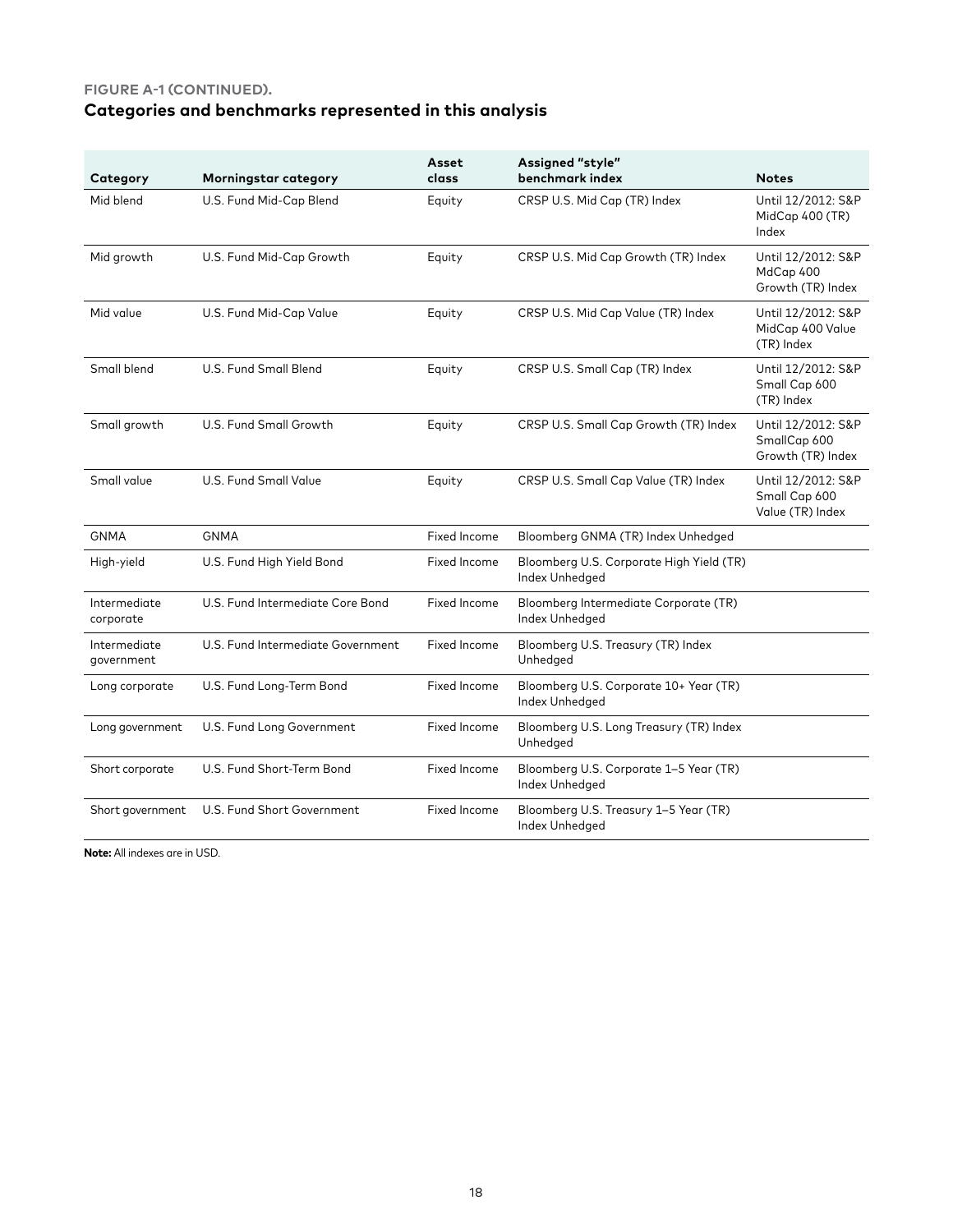**FIGURE A-1 (CONTINUED).**

## Categories and benchmarks represented in this analysis

| Category | Morningstar category | Asset class | Assigned "style" benchmark index | Notes |
|---|---|---|---|---|
| Mid blend | U.S. Fund Mid-Cap Blend | Equity | CRSP U.S. Mid Cap (TR) Index | Until 12/2012: S&P MidCap 400 (TR) Index |
| Mid growth | U.S. Fund Mid-Cap Growth | Equity | CRSP U.S. Mid Cap Growth (TR) Index | Until 12/2012: S&P MdCap 400 Growth (TR) Index |
| Mid value | U.S. Fund Mid-Cap Value | Equity | CRSP U.S. Mid Cap Value (TR) Index | Until 12/2012: S&P MidCap 400 Value (TR) Index |
| Small blend | U.S. Fund Small Blend | Equity | CRSP U.S. Small Cap (TR) Index | Until 12/2012: S&P Small Cap 600 (TR) Index |
| Small growth | U.S. Fund Small Growth | Equity | CRSP U.S. Small Cap Growth (TR) Index | Until 12/2012: S&P SmallCap 600 Growth (TR) Index |
| Small value | U.S. Fund Small Value | Equity | CRSP U.S. Small Cap Value (TR) Index | Until 12/2012: S&P Small Cap 600 Value (TR) Index |
| GNMA | GNMA | Fixed Income | Bloomberg GNMA (TR) Index Unhedged | |
| High-yield | U.S. Fund High Yield Bond | Fixed Income | Bloomberg U.S. Corporate High Yield (TR) Index Unhedged | |
| Intermediate corporate | U.S. Fund Intermediate Core Bond | Fixed Income | Bloomberg Intermediate Corporate (TR) Index Unhedged | |
| Intermediate government | U.S. Fund Intermediate Government | Fixed Income | Bloomberg U.S. Treasury (TR) Index Unhedged | |
| Long corporate | U.S. Fund Long-Term Bond | Fixed Income | Bloomberg U.S. Corporate 10+ Year (TR) Index Unhedged | |
| Long government | U.S. Fund Long Government | Fixed Income | Bloomberg U.S. Long Treasury (TR) Index Unhedged | |
| Short corporate | U.S. Fund Short-Term Bond | Fixed Income | Bloomberg U.S. Corporate 1–5 Year (TR) Index Unhedged | |
| Short government | U.S. Fund Short Government | Fixed Income | Bloomberg U.S. Treasury 1–5 Year (TR) Index Unhedged | |

**Note:** All indexes are in USD.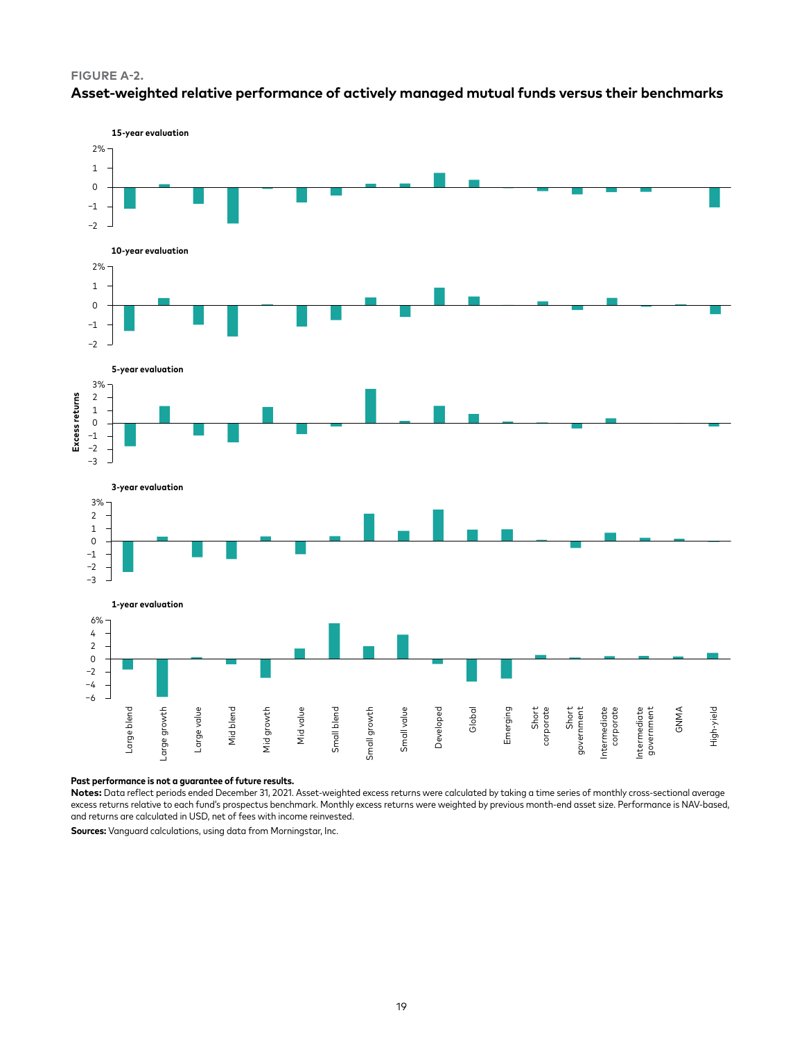**FIGURE A-2.**

**Asset-weighted relative performance of actively managed mutual funds versus their benchmarks**

15-year evaluation

10-year evaluation

5-year evaluation

3-year evaluation

1-year evaluation

Excess returns

Large blend, Large growth, Large value, Mid blend, Mid growth, Mid value, Small blend, Small growth, Small value, Developed, Global, Emerging, Short corporate, Short government, Intermediate corporate, Intermediate government, GNMA, High-yield

**Past performance is not a guarantee of future results.**

**Notes:** Data reflect periods ended December 31, 2021. Asset-weighted excess returns were calculated by taking a time series of monthly cross-sectional average excess returns relative to each fund's prospectus benchmark. Monthly excess returns were weighted by previous month-end asset size. Performance is NAV-based, and returns are calculated in USD, net of fees with income reinvested.

**Sources:** Vanguard calculations, using data from Morningstar, Inc.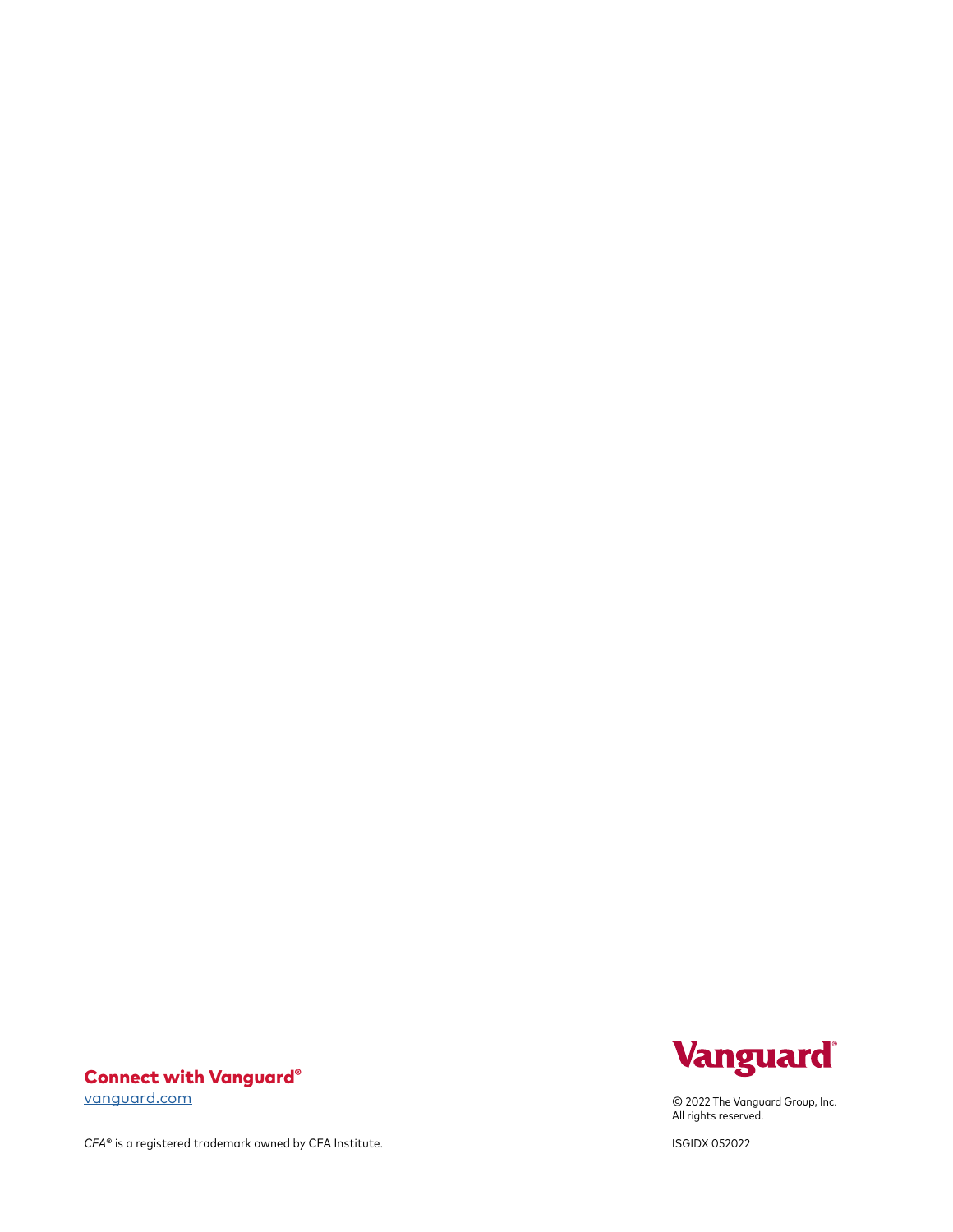**Connect with Vanguard®**
vanguard.com

*CFA®* is a registered trademark owned by CFA Institute.

Vanguard®

© 2022 The Vanguard Group, Inc.
All rights reserved.

ISGIDX 052022